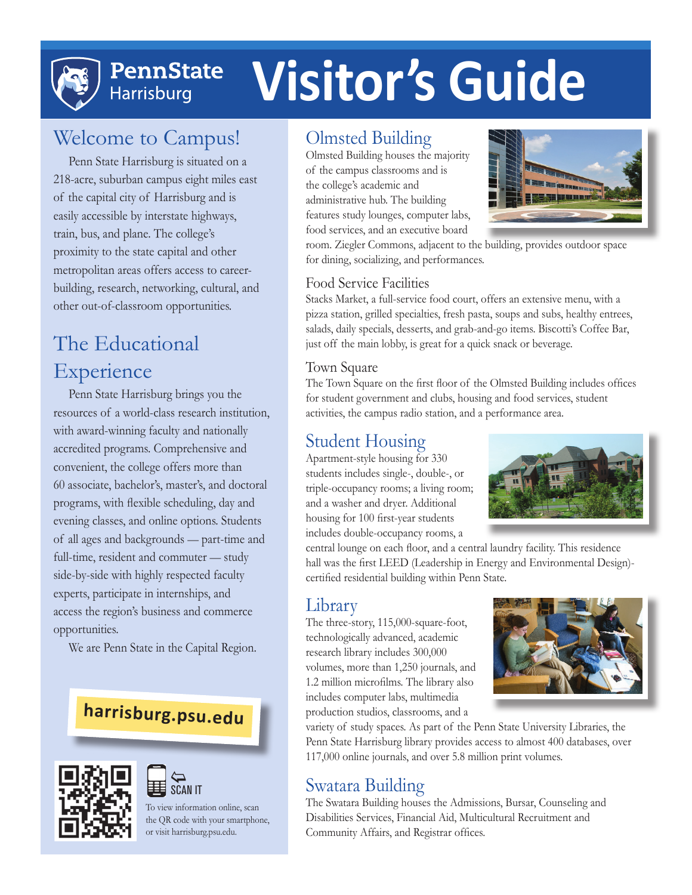# PennState Harrisburg Visitor's Guide

## Welcome to Campus!

Penn State Harrisburg is situated on a 218-acre, suburban campus eight miles east of the capital city of Harrisburg and is easily accessible by interstate highways, train, bus, and plane. The college's proximity to the state capital and other metropolitan areas offers access to career-building, research, networking, cultural, and other out-of-classroom opportunities.

## The Educational Experience

Penn State Harrisburg brings you the resources of a world-class research institution, with award-winning faculty and nationally accredited programs. Comprehensive and convenient, the college offers more than 60 associate, bachelor's, master's, and doctoral programs, with flexible scheduling, day and evening classes, and online options. Students of all ages and backgrounds — part-time and full-time, resident and commuter — study side-by-side with highly respected faculty experts, participate in internships, and access the region's business and commerce opportunities.

We are Penn State in the Capital Region.

**harrisburg.psu.edu**

SCAN IT

To view information online, scan the QR code with your smartphone, or visit harrisburg.psu.edu.

## Olmsted Building

Olmsted Building houses the majority of the campus classrooms and is the college's academic and administrative hub. The building features study lounges, computer labs, food services, and an executive board room. Ziegler Commons, adjacent to the building, provides outdoor space for dining, socializing, and performances.

### Food Service Facilities

Stacks Market, a full-service food court, offers an extensive menu, with a pizza station, grilled specialties, fresh pasta, soups and subs, healthy entrees, salads, daily specials, desserts, and grab-and-go items. Biscotti's Coffee Bar, just off the main lobby, is great for a quick snack or beverage.

### Town Square

The Town Square on the first floor of the Olmsted Building includes offices for student government and clubs, housing and food services, student activities, the campus radio station, and a performance area.

## Student Housing

Apartment-style housing for 330 students includes single-, double-, or triple-occupancy rooms; a living room; and a washer and dryer. Additional housing for 100 first-year students includes double-occupancy rooms, a central lounge on each floor, and a central laundry facility. This residence hall was the first LEED (Leadership in Energy and Environmental Design)-certified residential building within Penn State.

## Library

The three-story, 115,000-square-foot, technologically advanced, academic research library includes 300,000 volumes, more than 1,250 journals, and 1.2 million microfilms. The library also includes computer labs, multimedia production studios, classrooms, and a variety of study spaces. As part of the Penn State University Libraries, the Penn State Harrisburg library provides access to almost 400 databases, over 117,000 online journals, and over 5.8 million print volumes.

## Swatara Building

The Swatara Building houses the Admissions, Bursar, Counseling and Disabilities Services, Financial Aid, Multicultural Recruitment and Community Affairs, and Registrar offices.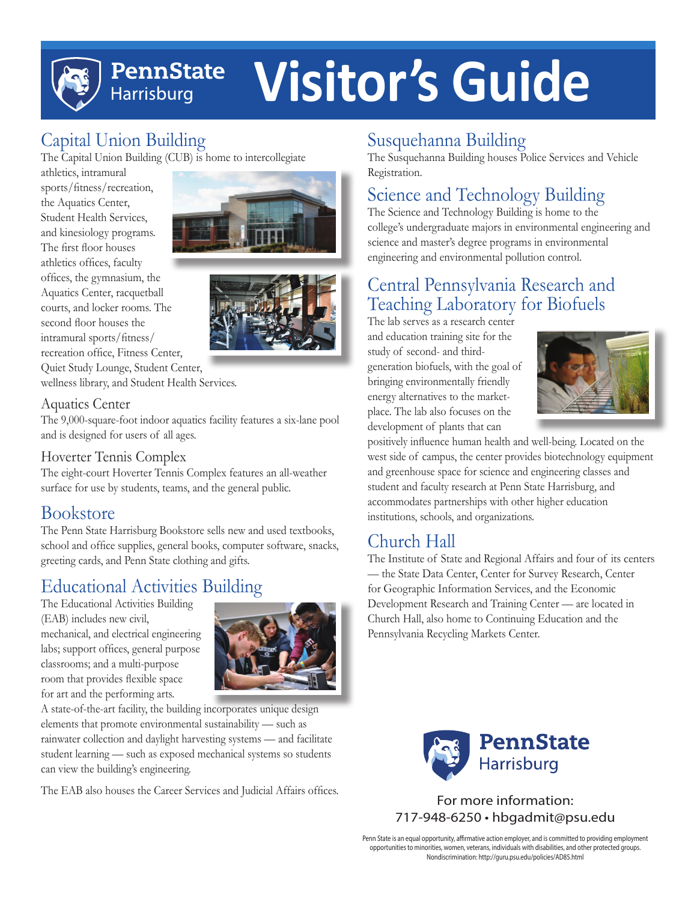# PennState Harrisburg Visitor's Guide

## Capital Union Building

The Capital Union Building (CUB) is home to intercollegiate athletics, intramural sports/fitness/recreation, the Aquatics Center, Student Health Services, and kinesiology programs. The first floor houses athletics offices, faculty offices, the gymnasium, the Aquatics Center, racquetball courts, and locker rooms. The second floor houses the intramural sports/fitness/recreation office, Fitness Center, Quiet Study Lounge, Student Center, wellness library, and Student Health Services.

### Aquatics Center

The 9,000-square-foot indoor aquatics facility features a six-lane pool and is designed for users of all ages.

### Hoverter Tennis Complex

The eight-court Hoverter Tennis Complex features an all-weather surface for use by students, teams, and the general public.

## Bookstore

The Penn State Harrisburg Bookstore sells new and used textbooks, school and office supplies, general books, computer software, snacks, greeting cards, and Penn State clothing and gifts.

## Educational Activities Building

The Educational Activities Building (EAB) includes new civil, mechanical, and electrical engineering labs; support offices, general purpose classrooms; and a multi-purpose room that provides flexible space for art and the performing arts.

A state-of-the-art facility, the building incorporates unique design elements that promote environmental sustainability — such as rainwater collection and daylight harvesting systems — and facilitate student learning — such as exposed mechanical systems so students can view the building's engineering.

The EAB also houses the Career Services and Judicial Affairs offices.

## Susquehanna Building

The Susquehanna Building houses Police Services and Vehicle Registration.

## Science and Technology Building

The Science and Technology Building is home to the college's undergraduate majors in environmental engineering and science and master's degree programs in environmental engineering and environmental pollution control.

## Central Pennsylvania Research and Teaching Laboratory for Biofuels

The lab serves as a research center and education training site for the study of second- and third-generation biofuels, with the goal of bringing environmentally friendly energy alternatives to the market-place. The lab also focuses on the development of plants that can positively influence human health and well-being. Located on the west side of campus, the center provides biotechnology equipment and greenhouse space for science and engineering classes and student and faculty research at Penn State Harrisburg, and accommodates partnerships with other higher education institutions, schools, and organizations.

## Church Hall

The Institute of State and Regional Affairs and four of its centers — the State Data Center, Center for Survey Research, Center for Geographic Information Services, and the Economic Development Research and Training Center — are located in Church Hall, also home to Continuing Education and the Pennsylvania Recycling Markets Center.

PennState Harrisburg

For more information:
717-948-6250 • hbgadmit@psu.edu

Penn State is an equal opportunity, affirmative action employer, and is committed to providing employment opportunities to minorities, women, veterans, individuals with disabilities, and other protected groups. Nondiscrimination: http://guru.psu.edu/policies/AD85.html